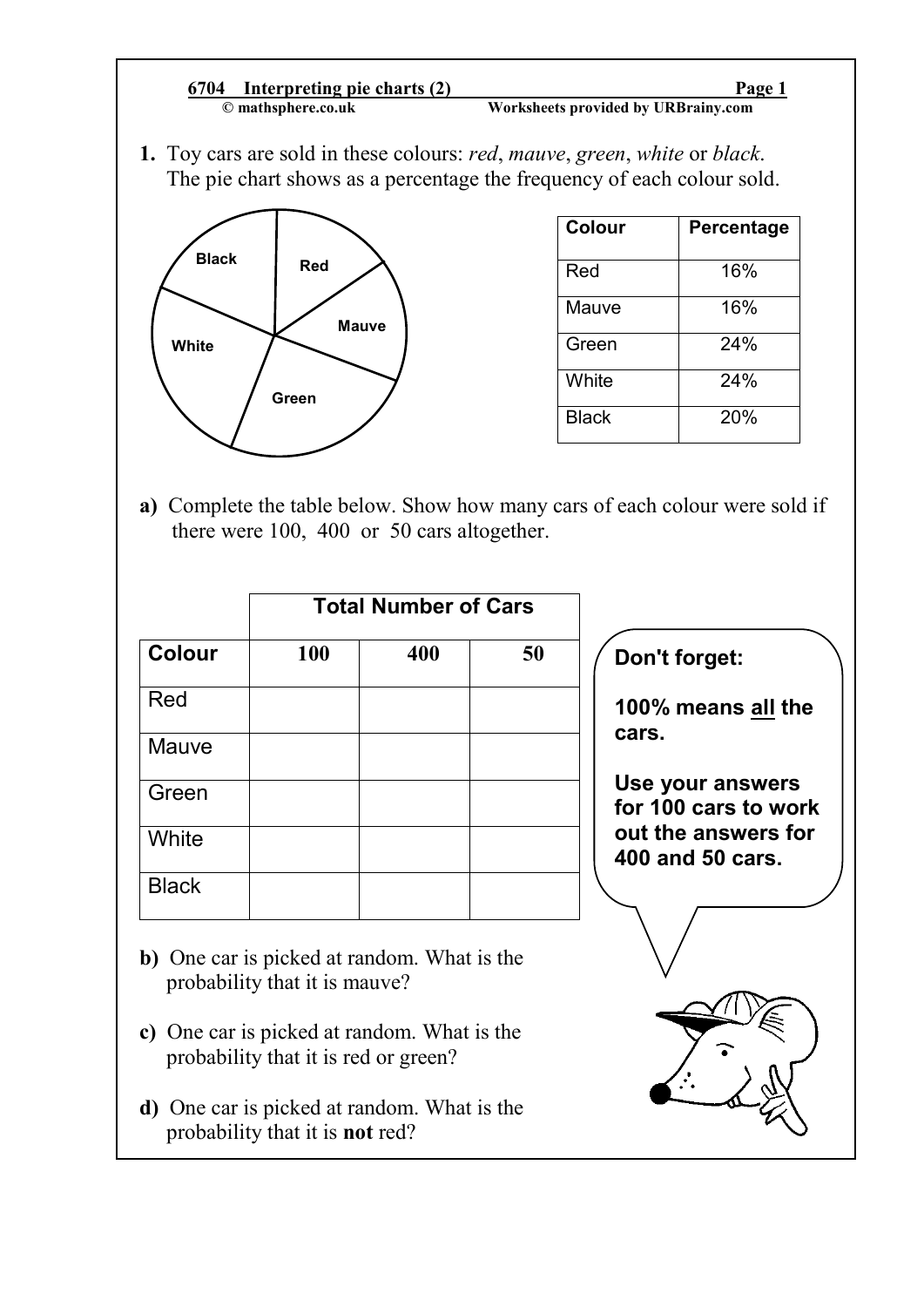## 6704 Interpreting pie charts (2)

© mathsphere.co.uk — Worksheets provided by URBrainy.com

**1.** Toy cars are sold in these colours: *red*, *mauve*, *green*, *white* or *black*. The pie chart shows as a percentage the frequency of each colour sold.

| Colour | Percentage |
|---|---|
| Red | 16% |
| Mauve | 16% |
| Green | 24% |
| White | 24% |
| Black | 20% |

**a)** Complete the table below. Show how many cars of each colour were sold if there were 100, 400 or 50 cars altogether.

| | Total Number of Cars | | |
|---|---|---|---|
| **Colour** | **100** | **400** | **50** |
| Red | | | |
| Mauve | | | |
| Green | | | |
| White | | | |
| Black | | | |

**Don't forget:**

**100% means all the cars.**

**Use your answers for 100 cars to work out the answers for 400 and 50 cars.**

**b)** One car is picked at random. What is the probability that it is mauve?

**c)** One car is picked at random. What is the probability that it is red or green?

**d)** One car is picked at random. What is the probability that it is **not** red?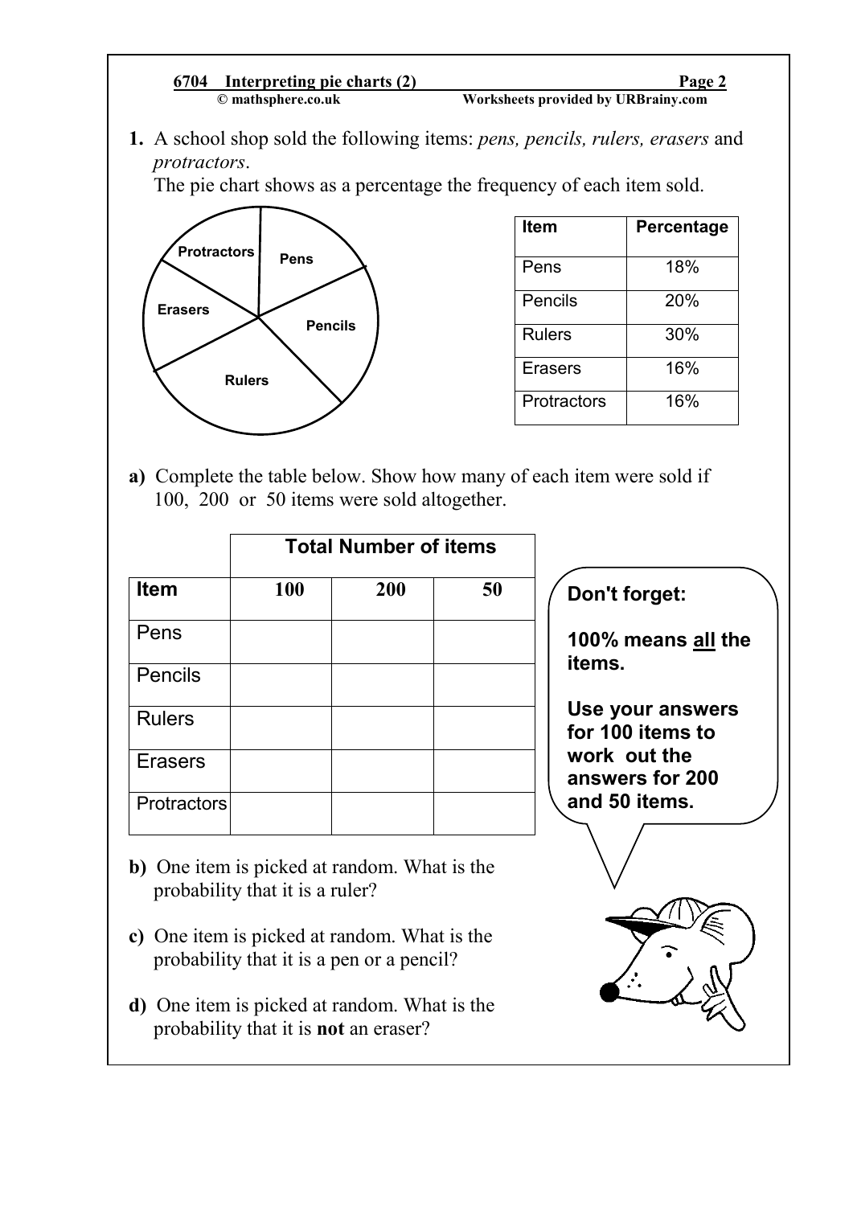**1.** A school shop sold the following items: *pens, pencils, rulers, erasers* and *protractors*.
The pie chart shows as a percentage the frequency of each item sold.

| Item | Percentage |
|---|---|
| Pens | 18% |
| Pencils | 20% |
| Rulers | 30% |
| Erasers | 16% |
| Protractors | 16% |

**a)** Complete the table below. Show how many of each item were sold if 100, 200 or 50 items were sold altogether.

| | Total Number of items | | |
|---|---|---|---|
| **Item** | **100** | **200** | **50** |
| Pens | | | |
| Pencils | | | |
| Rulers | | | |
| Erasers | | | |
| Protractors | | | |

**Don't forget:**

**100% means all the items.**

**Use your answers for 100 items to work out the answers for 200 and 50 items.**

**b)** One item is picked at random. What is the probability that it is a ruler?

**c)** One item is picked at random. What is the probability that it is a pen or a pencil?

**d)** One item is picked at random. What is the probability that it is **not** an eraser?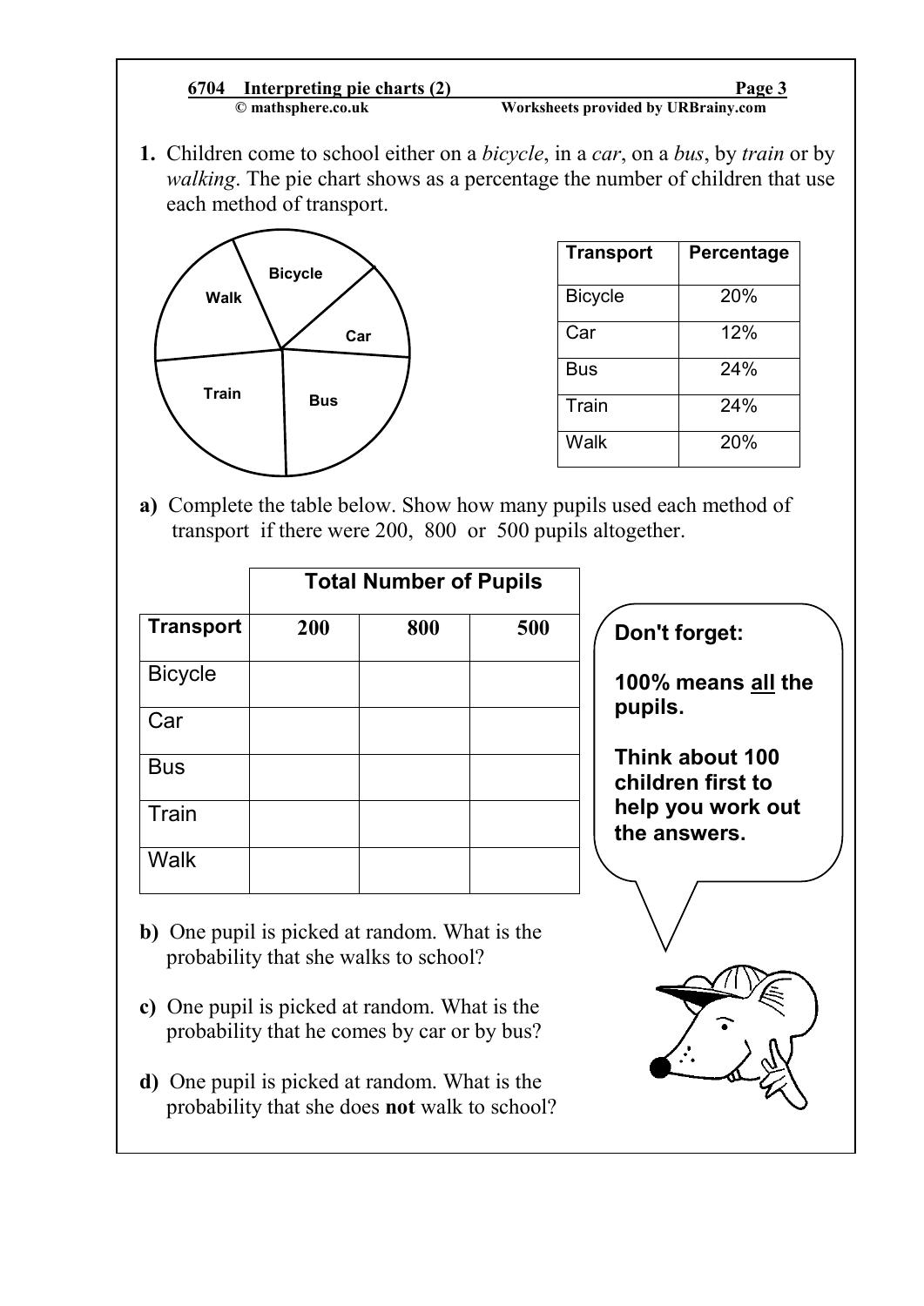## 6704 Interpreting pie charts (2)

© mathsphere.co.uk — Worksheets provided by URBrainy.com

**1.** Children come to school either on a *bicycle*, in a *car*, on a *bus*, by *train* or by *walking*. The pie chart shows as a percentage the number of children that use each method of transport.

| Transport | Percentage |
|---|---|
| Bicycle | 20% |
| Car | 12% |
| Bus | 24% |
| Train | 24% |
| Walk | 20% |

**a)** Complete the table below. Show how many pupils used each method of transport if there were 200, 800 or 500 pupils altogether.

| | Total Number of Pupils | | |
|---|---|---|---|
| **Transport** | **200** | **800** | **500** |
| Bicycle | | | |
| Car | | | |
| Bus | | | |
| Train | | | |
| Walk | | | |

**Don't forget:**

**100% means all the pupils.**

**Think about 100 children first to help you work out the answers.**

**b)** One pupil is picked at random. What is the probability that she walks to school?

**c)** One pupil is picked at random. What is the probability that he comes by car or by bus?

**d)** One pupil is picked at random. What is the probability that she does **not** walk to school?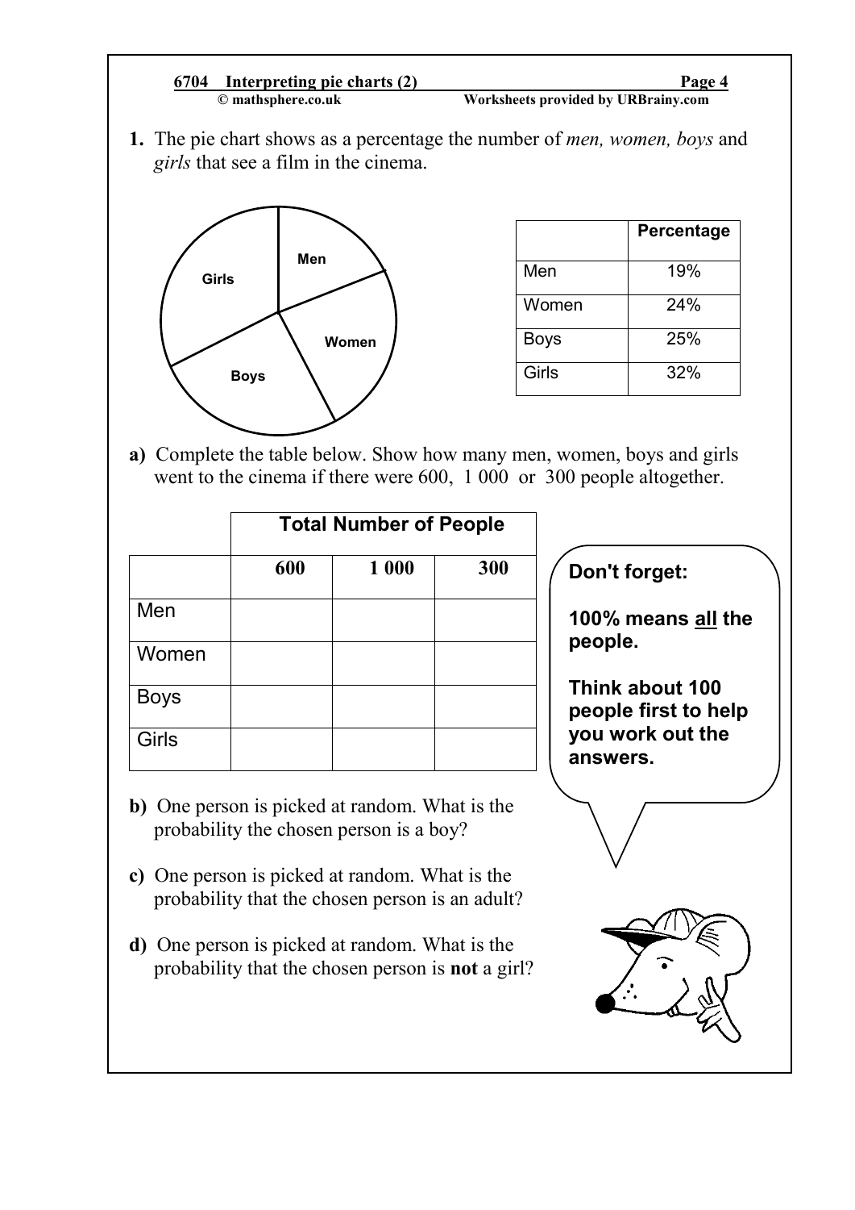**6704 Interpreting pie charts (2)**
© mathsphere.co.uk — Worksheets provided by URBrainy.com

**1.** The pie chart shows as a percentage the number of *men, women, boys* and *girls* that see a film in the cinema.

| | Percentage |
|---|---|
| Men | 19% |
| Women | 24% |
| Boys | 25% |
| Girls | 32% |

**a)** Complete the table below. Show how many men, women, boys and girls went to the cinema if there were 600, 1 000 or 300 people altogether.

| | Total Number of People | | |
|---|---|---|---|
| | **600** | **1 000** | **300** |
| Men | | | |
| Women | | | |
| Boys | | | |
| Girls | | | |

**Don't forget:**

**100% means all the people.**

**Think about 100 people first to help you work out the answers.**

**b)** One person is picked at random. What is the probability the chosen person is a boy?

**c)** One person is picked at random. What is the probability that the chosen person is an adult?

**d)** One person is picked at random. What is the probability that the chosen person is **not** a girl?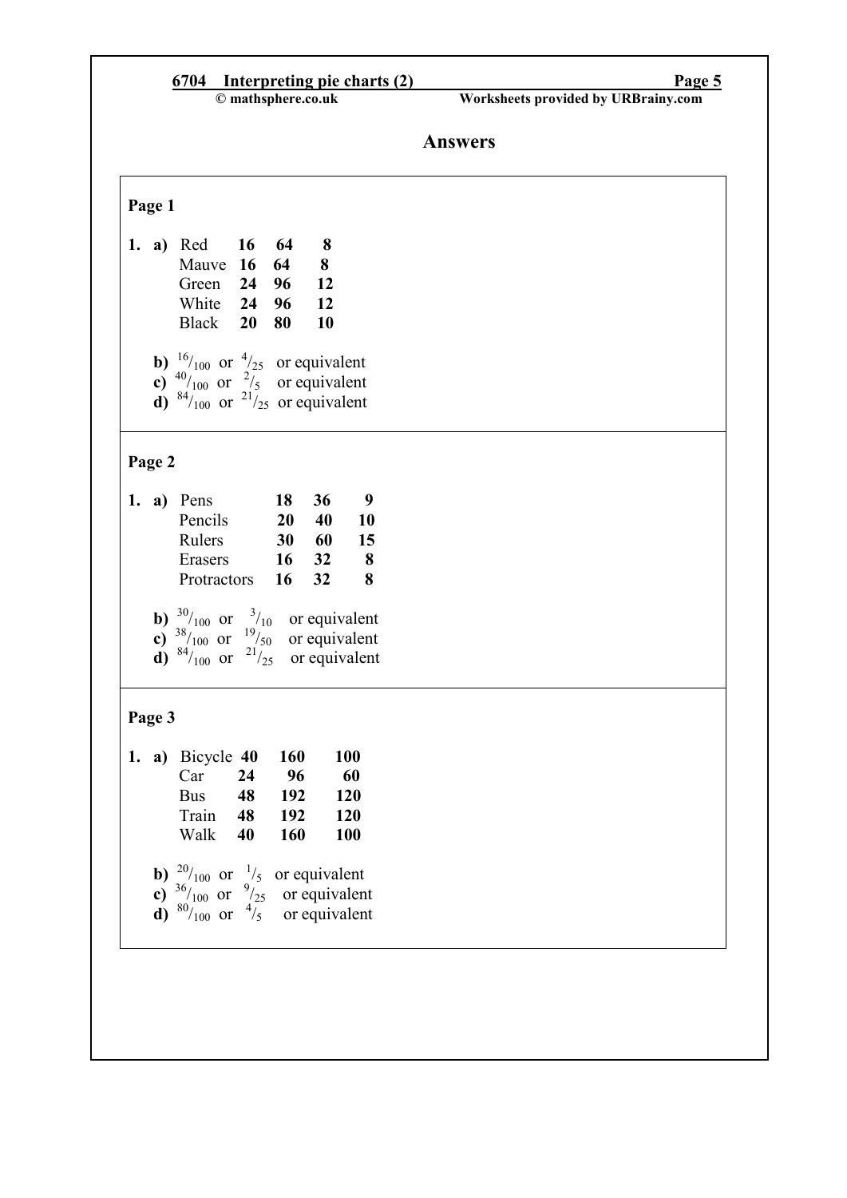## Answers

### Page 1

1. a)

| | | | |
|---|---|---|---|
| Red | **16** | **64** | **8** |
| Mauve | **16** | **64** | **8** |
| Green | **24** | **96** | **12** |
| White | **24** | **96** | **12** |
| Black | **20** | **80** | **10** |

**b)** $^{16}/_{100}$ or $^{4}/_{25}$ or equivalent
**c)** $^{40}/_{100}$ or $^{2}/_{5}$ or equivalent
**d)** $^{84}/_{100}$ or $^{21}/_{25}$ or equivalent

### Page 2

1. a)

| | | | |
|---|---|---|---|
| Pens | **18** | **36** | **9** |
| Pencils | **20** | **40** | **10** |
| Rulers | **30** | **60** | **15** |
| Erasers | **16** | **32** | **8** |
| Protractors | **16** | **32** | **8** |

**b)** $^{30}/_{100}$ or $^{3}/_{10}$ or equivalent
**c)** $^{38}/_{100}$ or $^{19}/_{50}$ or equivalent
**d)** $^{84}/_{100}$ or $^{21}/_{25}$ or equivalent

### Page 3

1. a)

| | | | |
|---|---|---|---|
| Bicycle | **40** | **160** | **100** |
| Car | **24** | **96** | **60** |
| Bus | **48** | **192** | **120** |
| Train | **48** | **192** | **120** |
| Walk | **40** | **160** | **100** |

**b)** $^{20}/_{100}$ or $^{1}/_{5}$ or equivalent
**c)** $^{36}/_{100}$ or $^{9}/_{25}$ or equivalent
**d)** $^{80}/_{100}$ or $^{4}/_{5}$ or equivalent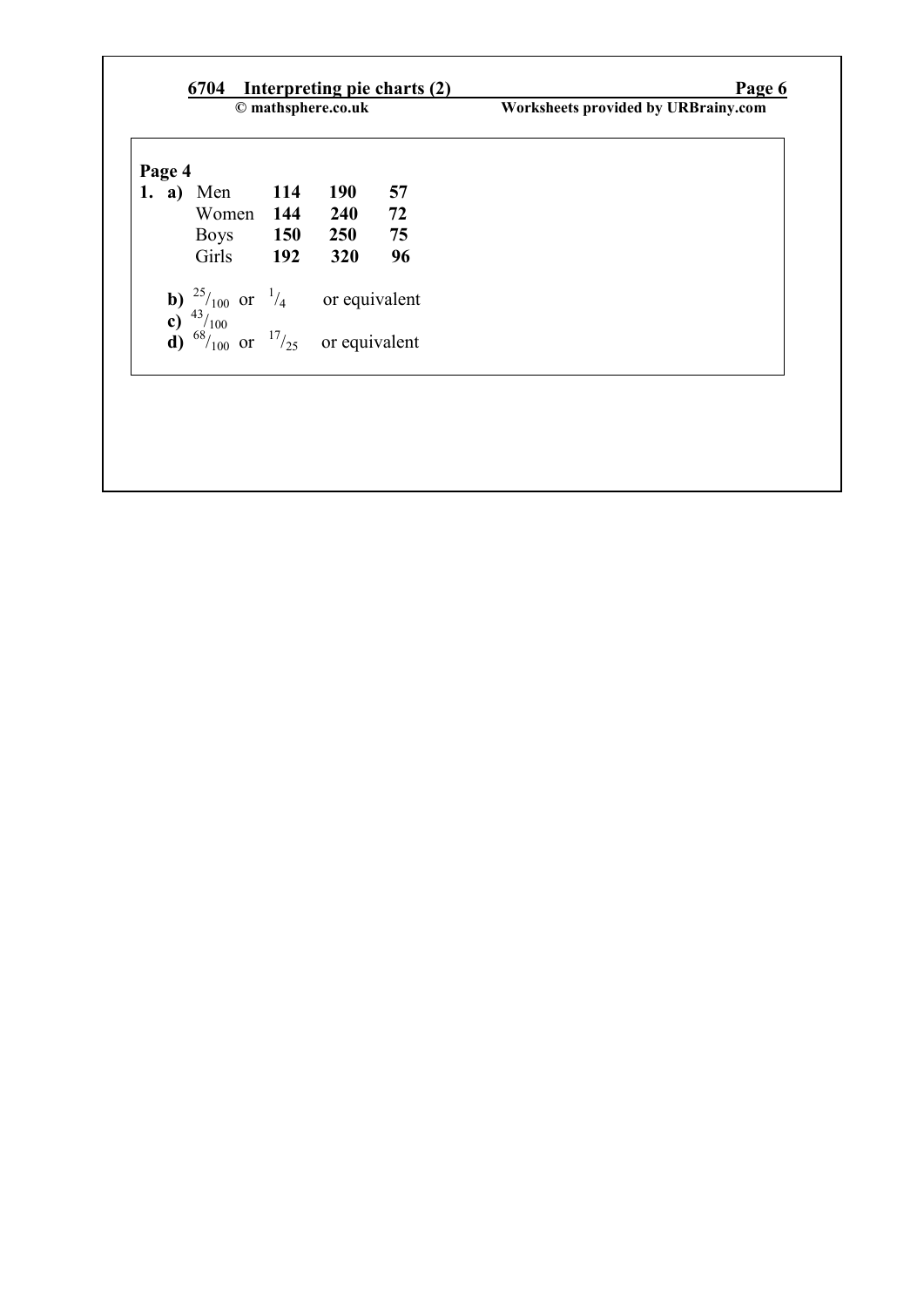**Page 4**

**1. a)**

| | | | |
|---|---|---|---|
| Men | **114** | **190** | **57** |
| Women | **144** | **240** | **72** |
| Boys | **150** | **250** | **75** |
| Girls | **192** | **320** | **96** |

**b)** $^{25}/_{100}$ or $^{1}/_{4}$ or equivalent

**c)** $^{43}/_{100}$

**d)** $^{68}/_{100}$ or $^{17}/_{25}$ or equivalent